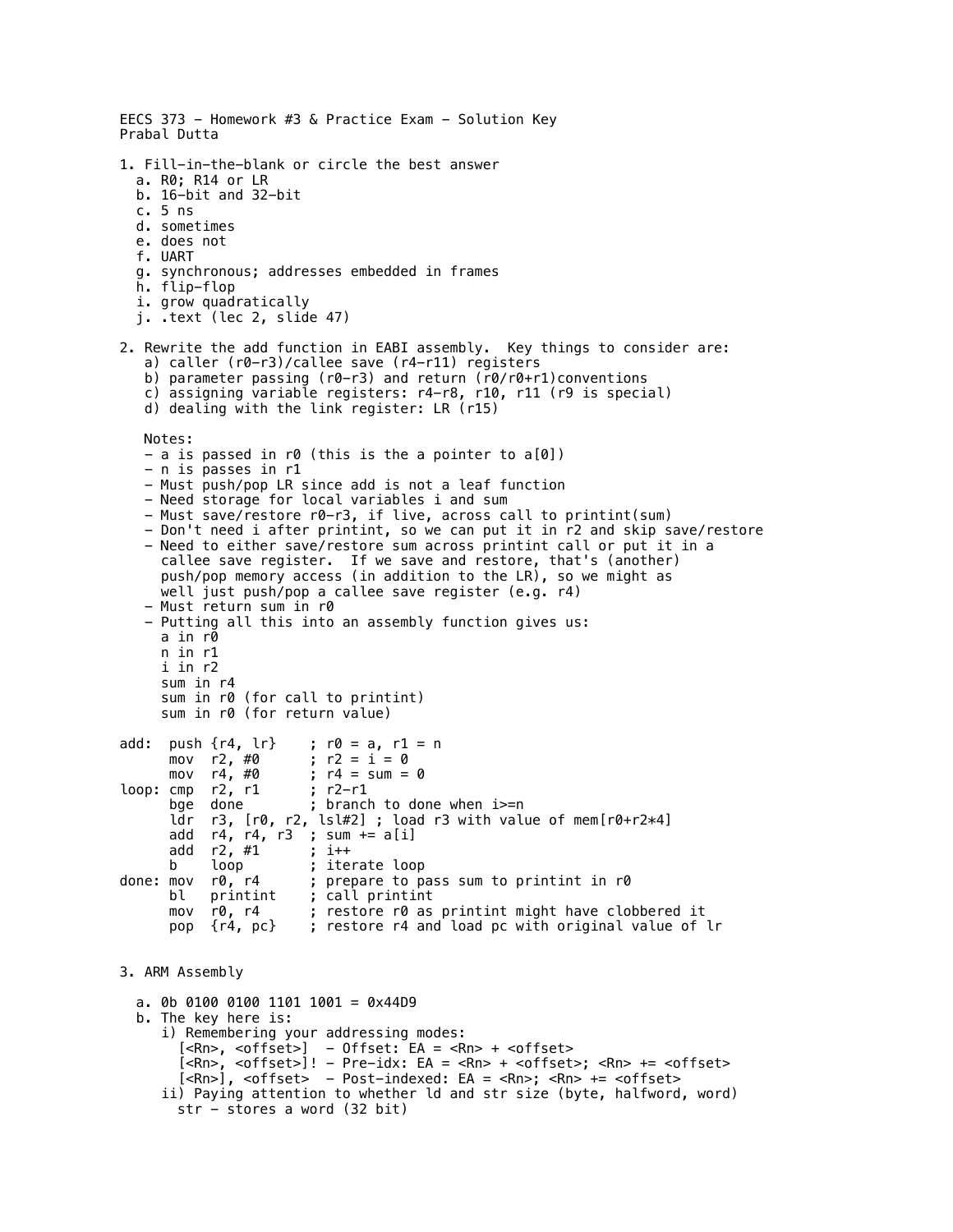EECS 373 – Homework #3 & Practice Exam – Solution Key
Prabal Dutta

1. Fill-in-the-blank or circle the best answer
   - a. R0; R14 or LR
   - b. 16-bit and 32-bit
   - c. 5 ns
   - d. sometimes
   - e. does not
   - f. UART
   - g. synchronous; addresses embedded in frames
   - h. flip-flop
   - i. grow quadratically
   - j. .text (lec 2, slide 47)

2. Rewrite the add function in EABI assembly. Key things to consider are:
   - a) caller (r0-r3)/callee save (r4-r11) registers
   - b) parameter passing (r0-r3) and return (r0/r0+r1)conventions
   - c) assigning variable registers: r4-r8, r10, r11 (r9 is special)
   - d) dealing with the link register: LR (r15)

   Notes:
   - a is passed in r0 (this is the a pointer to a[0])
   - n is passes in r1
   - Must push/pop LR since add is not a leaf function
   - Need storage for local variables i and sum
   - Must save/restore r0-r3, if live, across call to printint(sum)
   - Don't need i after printint, so we can put it in r2 and skip save/restore
   - Need to either save/restore sum across printint call or put it in a callee save register. If we save and restore, that's (another) push/pop memory access (in addition to the LR), so we might as well just push/pop a callee save register (e.g. r4)
   - Must return sum in r0
   - Putting all this into an assembly function gives us:
     a in r0
     n in r1
     i in r2
     sum in r4
     sum in r0 (for call to printint)
     sum in r0 (for return value)

```
add:  push {r4, lr}    ; r0 = a, r1 = n
      mov  r2, #0      ; r2 = i = 0
      mov  r4, #0      ; r4 = sum = 0
loop: cmp  r2, r1      ; r2-r1
      bge  done        ; branch to done when i>=n
      ldr  r3, [r0, r2, lsl#2] ; load r3 with value of mem[r0+r2*4]
      add  r4, r4, r3  ; sum += a[i]
      add  r2, #1      ; i++
      b    loop        ; iterate loop
done: mov  r0, r4      ; prepare to pass sum to printint in r0
      bl   printint    ; call printint
      mov  r0, r4      ; restore r0 as printint might have clobbered it
      pop  {r4, pc}    ; restore r4 and load pc with original value of lr
```

3. ARM Assembly

   - a. 0b 0100 0100 1101 1001 = 0x44D9
   - b. The key here is:
     - i) Remembering your addressing modes:
       ```
       [<Rn>, <offset>]  - Offset: EA = <Rn> + <offset>
       [<Rn>, <offset>]! - Pre-idx: EA = <Rn> + <offset>; <Rn> += <offset>
       [<Rn>], <offset>  - Post-indexed: EA = <Rn>; <Rn> += <offset>
       ```
     - ii) Paying attention to whether ld and str size (byte, halfword, word)
       str - stores a word (32 bit)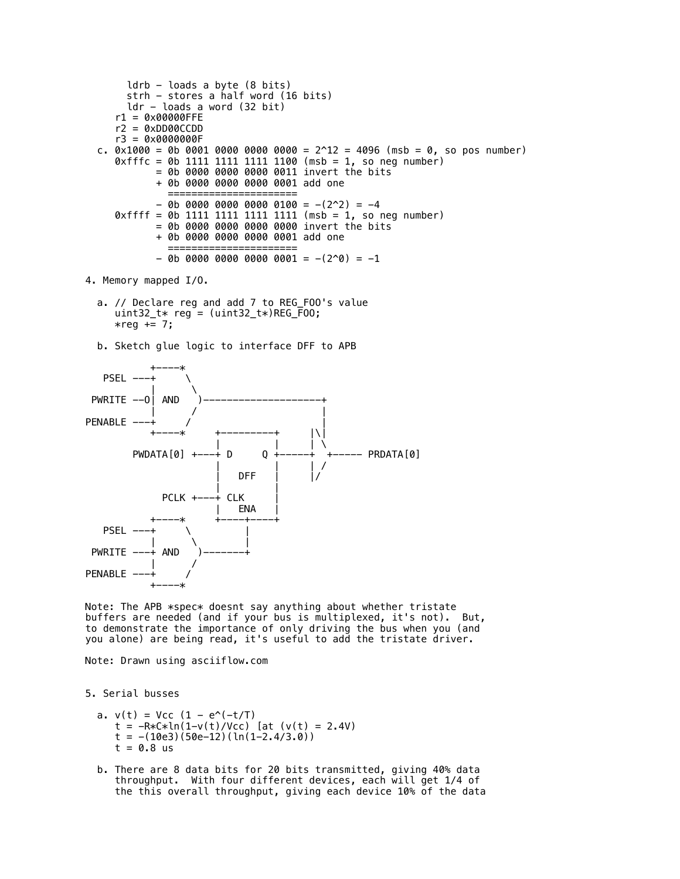```
       ldrb - loads a byte (8 bits)
       strh - stores a half word (16 bits)
       ldr - loads a word (32 bit)
     r1 = 0x00000FFE
     r2 = 0xDD00CCDD
     r3 = 0x0000000F
  c. 0x1000 = 0b 0001 0000 0000 0000 = 2^12 = 4096 (msb = 0, so pos number)
     0xfffc = 0b 1111 1111 1111 1100 (msb = 1, so neg number)
            = 0b 0000 0000 0000 0011 invert the bits
            + 0b 0000 0000 0000 0001 add one
              =====================
            - 0b 0000 0000 0000 0100 = -(2^2) = -4
     0xffff = 0b 1111 1111 1111 1111 (msb = 1, so neg number)
            = 0b 0000 0000 0000 0000 invert the bits
            + 0b 0000 0000 0000 0001 add one
              =====================
            - 0b 0000 0000 0000 0001 = -(2^0) = -1
```

4. Memory mapped I/O.

a. 

```
// Declare reg and add 7 to REG_FOO's value
uint32_t* reg = (uint32_t*)REG_FOO;
*reg += 7;
```

b. Sketch glue logic to interface DFF to APB

```
          +----*
   PSEL ---+     \
           |      \
 PWRITE --O| AND   )--------------------+
           |      /                     |
PENABLE ---+     /                      |
          +----*     +---------+      |\|
                     |         |      | \
       PWDATA[0] +---+ D     Q +------+  +----- PRDATA[0]
                     |         |      | /
                     |   DFF   |      |/
                     |         |
           PCLK +---+ CLK      |
                     |   ENA   |
          +----*     +----+----+
   PSEL ---+     \        |
           |      \       |
 PWRITE ---+ AND   )------+
           |      /
PENABLE ---+     /
          +----*
```

Note: The APB *spec* doesnt say anything about whether tristate buffers are needed (and if your bus is multiplexed, it's not). But, to demonstrate the importance of only driving the bus when you (and you alone) are being read, it's useful to add the tristate driver.

Note: Drawn using asciiflow.com

5. Serial busses

a. 

```
v(t) = Vcc (1 - e^(-t/T)
t = -R*C*ln(1-v(t)/Vcc) [at (v(t) = 2.4V)
t = -(10e3)(50e-12)(ln(1-2.4/3.0))
t = 0.8 us
```

b. There are 8 data bits for 20 bits transmitted, giving 40% data throughput. With four different devices, each will get 1/4 of the this overall throughput, giving each device 10% of the data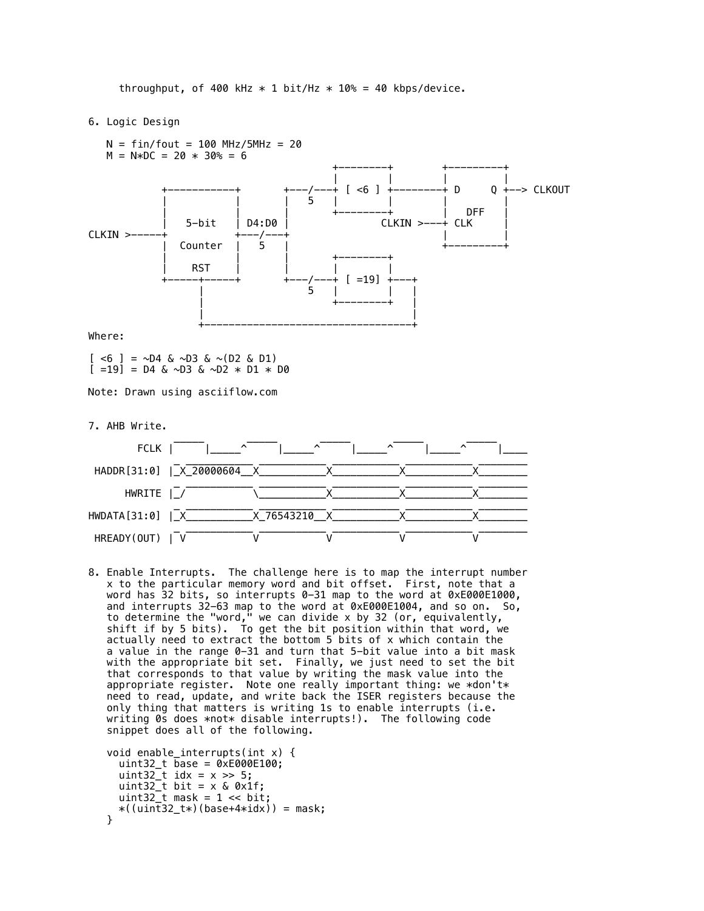throughput, of 400 kHz * 1 bit/Hz * 10% = 40 kbps/device.

6. Logic Design

```
   N = fin/fout = 100 MHz/5MHz = 20
   M = N*DC = 20 * 30% = 6
                                     +--------+        +---------+
                                     |        |        |         |
          +-----------+       +---/---+ [ <6 ] +--------+ D     Q +--> CLKOUT
          |           |       |   5   |        |        |         |
          |           |       |       +--------+        |   DFF   |
          |   5-bit   | D4:D0 |            CLKIN >---+ CLK       |
CLKIN >-----+           +---/---+                        |         |
          |  Counter  |   5   |                        +---------+
          |           |       |       +--------+
          |    RST    |       |       |        |
          +-----+-----+       +---/---+ [ =19] +---+
                |                 5   |        |   |
                |                     +--------+   |
                |                                  |
                +----------------------------------+
Where:

[ <6 ] = ~D4 & ~D3 & ~(D2 & D1)
[ =19] = D4 & ~D3 & ~D2 * D1 * D0

Note: Drawn using asciiflow.com
```

7. AHB Write.

```
        _____       _____       _____       _____       _____
 FCLK  |     |_____^     |_____^     |_____^     |_____^     |____
       _ ___________ ___________ ___________ ___________ ________
 HADDR[31:0] |_X_20000604__X___________X___________X___________X________
       _ ___________ ___________ ___________ ___________ ________
 HWRITE |_/          \___________X___________X___________X________
       _ ___________ ___________ ___________ ___________ ________
HWDATA[31:0] |_X___________X_76543210__X___________X___________X________
       _ ___________ ___________ ___________ ___________ ________
 HREADY(OUT) | V           V           V           V           V
```

8. Enable Interrupts. The challenge here is to map the interrupt number x to the particular memory word and bit offset. First, note that a word has 32 bits, so interrupts 0-31 map to the word at 0xE000E1000, and interrupts 32-63 map to the word at 0xE000E1004, and so on. So, to determine the "word," we can divide x by 32 (or, equivalently, shift if by 5 bits). To get the bit position within that word, we actually need to extract the bottom 5 bits of x which contain the a value in the range 0-31 and turn that 5-bit value into a bit mask with the appropriate bit set. Finally, we just need to set the bit that corresponds to that value by writing the mask value into the appropriate register. Note one really important thing: we *don't* need to read, update, and write back the ISER registers because the only thing that matters is writing 1s to enable interrupts (i.e. writing 0s does *not* disable interrupts!). The following code snippet does all of the following.

```
void enable_interrupts(int x) {
  uint32_t base = 0xE000E100;
  uint32_t idx = x >> 5;
  uint32_t bit = x & 0x1f;
  uint32_t mask = 1 << bit;
  *((uint32_t*)(base+4*idx)) = mask;
}
```